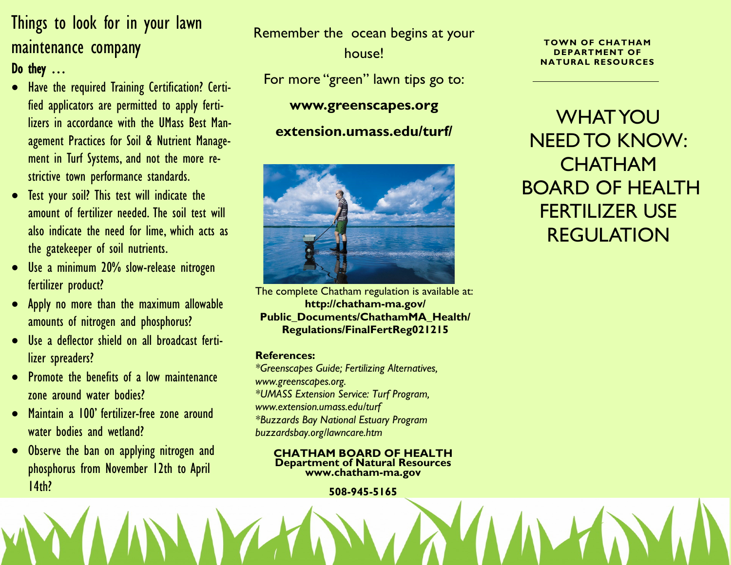## Things to look for in your lawn maintenance company

**Do they …**

- Have the required Training Certification? Certified applicators are permitted to apply fertilizers in accordance with the UMass Best Management Practices for Soil & Nutrient Management in Turf Systems, and not the more restrictive town performance standards.
- Test your soil? This test will indicate the amount of fertilizer needed. The soil test will also indicate the need for lime, which acts as the gatekeeper of soil nutrients.
- Use a minimum 20% slow-release nitrogen fertilizer product?
- Apply no more than the maximum allowable amounts of nitrogen and phosphorus?
- Use a deflector shield on all broadcast fertilizer spreaders?
- Promote the benefits of a low maintenance zone around water bodies?
- Maintain a 100' fertilizer-free zone around water bodies and wetland?
- Observe the ban on applying nitrogen and phosphorus from November 12th to April 14th?

Remember the ocean begins at your house!

For more "green" lawn tips go to:

**www.greenscapes.org**

**extension.umass.edu/turf/**

The complete Chatham regulation is available at:
**http://chatham-ma.gov/Public_Documents/ChathamMA_Health/Regulations/FinalFertReg021215**

**References:**

*\*Greenscapes Guide; Fertilizing Alternatives, www.greenscapes.org.*
*\*UMASS Extension Service: Turf Program, www.extension.umass.edu/turf*
*\*Buzzards Bay National Estuary Program buzzardsbay.org/lawncare.htm*

**CHATHAM BOARD OF HEALTH**
**Department of Natural Resources**
**www.chatham-ma.gov**

**508-945-5165**

**TOWN OF CHATHAM DEPARTMENT OF NATURAL RESOURCES**

# WHAT YOU NEED TO KNOW: CHATHAM BOARD OF HEALTH FERTILIZER USE REGULATION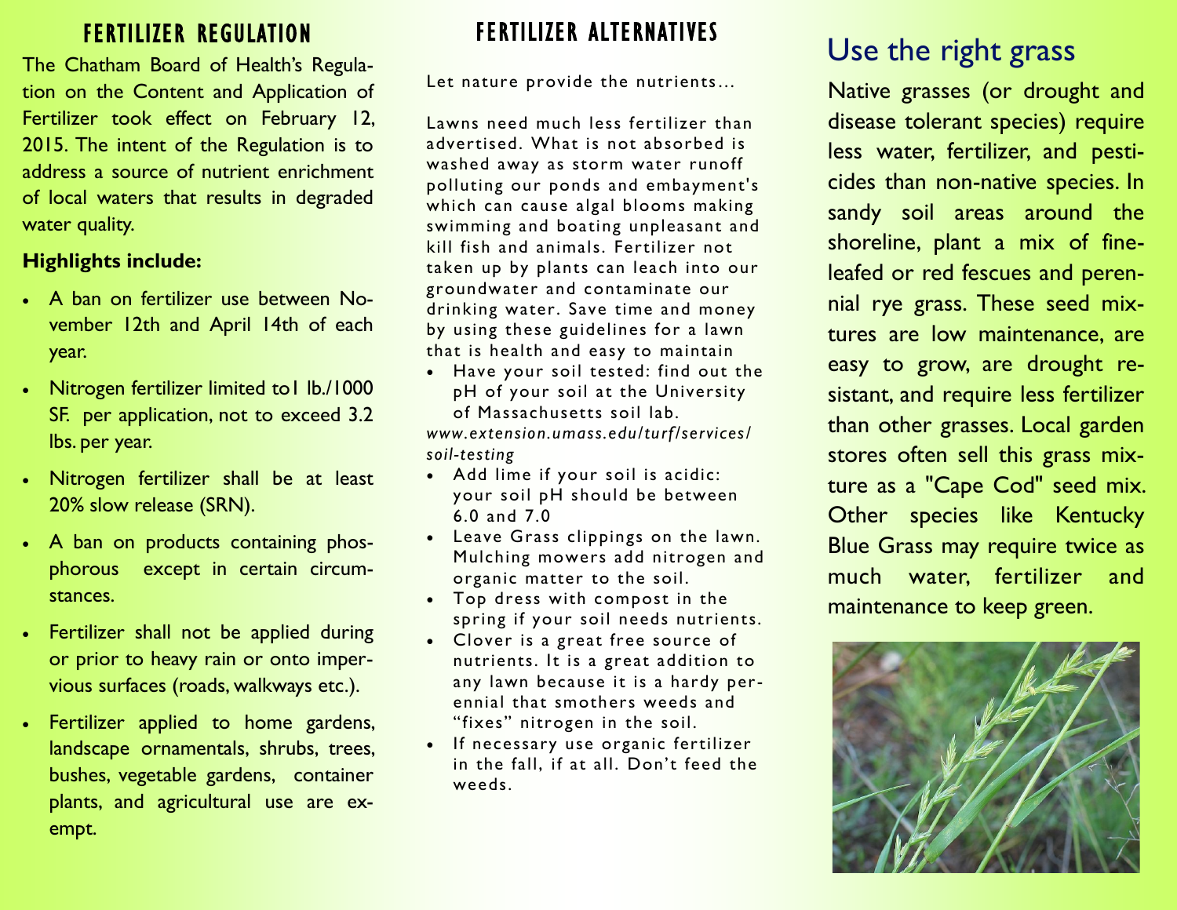## FERTILIZER REGULATION

The Chatham Board of Health's Regulation on the Content and Application of Fertilizer took effect on February 12, 2015. The intent of the Regulation is to address a source of nutrient enrichment of local waters that results in degraded water quality.

**Highlights include:**

- A ban on fertilizer use between November 12th and April 14th of each year.
- Nitrogen fertilizer limited to1 lb./1000 SF. per application, not to exceed 3.2 lbs. per year.
- Nitrogen fertilizer shall be at least 20% slow release (SRN).
- A ban on products containing phosphorous except in certain circumstances.
- Fertilizer shall not be applied during or prior to heavy rain or onto impervious surfaces (roads, walkways etc.).
- Fertilizer applied to home gardens, landscape ornamentals, shrubs, trees, bushes, vegetable gardens, container plants, and agricultural use are exempt.

## FERTILIZER ALTERNATIVES

Let nature provide the nutrients...

Lawns need much less fertilizer than advertised. What is not absorbed is washed away as storm water runoff polluting our ponds and embayment's which can cause algal blooms making swimming and boating unpleasant and kill fish and animals. Fertilizer not taken up by plants can leach into our groundwater and contaminate our drinking water. Save time and money by using these guidelines for a lawn that is health and easy to maintain

- Have your soil tested: find out the pH of your soil at the University of Massachusetts soil lab.

*www.extension.umass.edu/turf/services/soil-testing*

- Add lime if your soil is acidic: your soil pH should be between 6.0 and 7.0
- Leave Grass clippings on the lawn. Mulching mowers add nitrogen and organic matter to the soil.
- Top dress with compost in the spring if your soil needs nutrients.
- Clover is a great free source of nutrients. It is a great addition to any lawn because it is a hardy perennial that smothers weeds and "fixes" nitrogen in the soil.
- If necessary use organic fertilizer in the fall, if at all. Don't feed the weeds.

## Use the right grass

Native grasses (or drought and disease tolerant species) require less water, fertilizer, and pesticides than non-native species. In sandy soil areas around the shoreline, plant a mix of fine-leafed or red fescues and perennial rye grass. These seed mixtures are low maintenance, are easy to grow, are drought resistant, and require less fertilizer than other grasses. Local garden stores often sell this grass mixture as a "Cape Cod" seed mix. Other species like Kentucky Blue Grass may require twice as much water, fertilizer and maintenance to keep green.